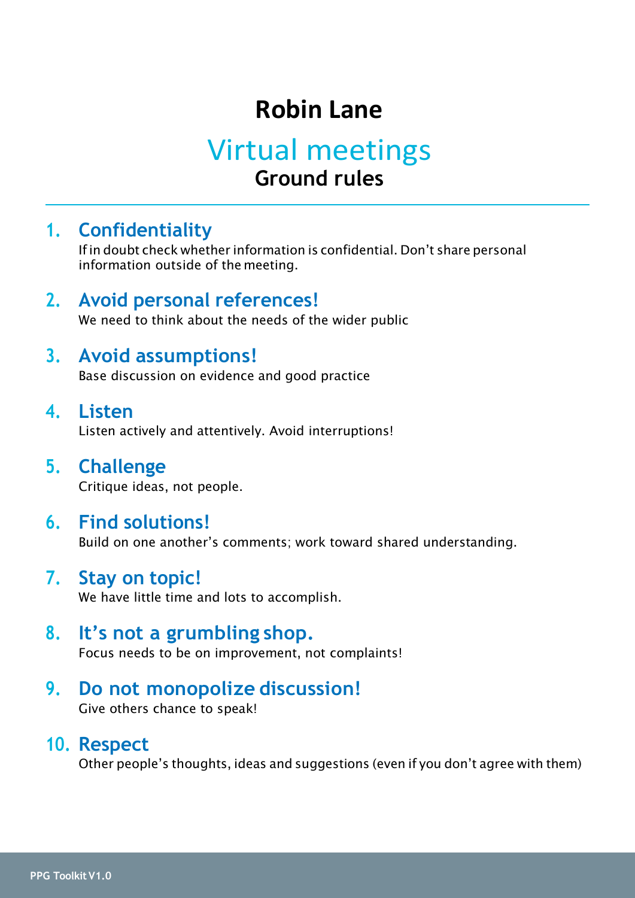# Robin Lane

## Virtual meetings

**Ground rules**

---

1. **Confidentiality**
   If in doubt check whether information is confidential. Don't share personal information outside of the meeting.

2. **Avoid personal references!**
   We need to think about the needs of the wider public

3. **Avoid assumptions!**
   Base discussion on evidence and good practice

4. **Listen**
   Listen actively and attentively. Avoid interruptions!

5. **Challenge**
   Critique ideas, not people.

6. **Find solutions!**
   Build on one another's comments; work toward shared understanding.

7. **Stay on topic!**
   We have little time and lots to accomplish.

8. **It's not a grumbling shop.**
   Focus needs to be on improvement, not complaints!

9. **Do not monopolize discussion!**
   Give others chance to speak!

10. **Respect**
    Other people's thoughts, ideas and suggestions (even if you don't agree with them)

PPG Toolkit V1.0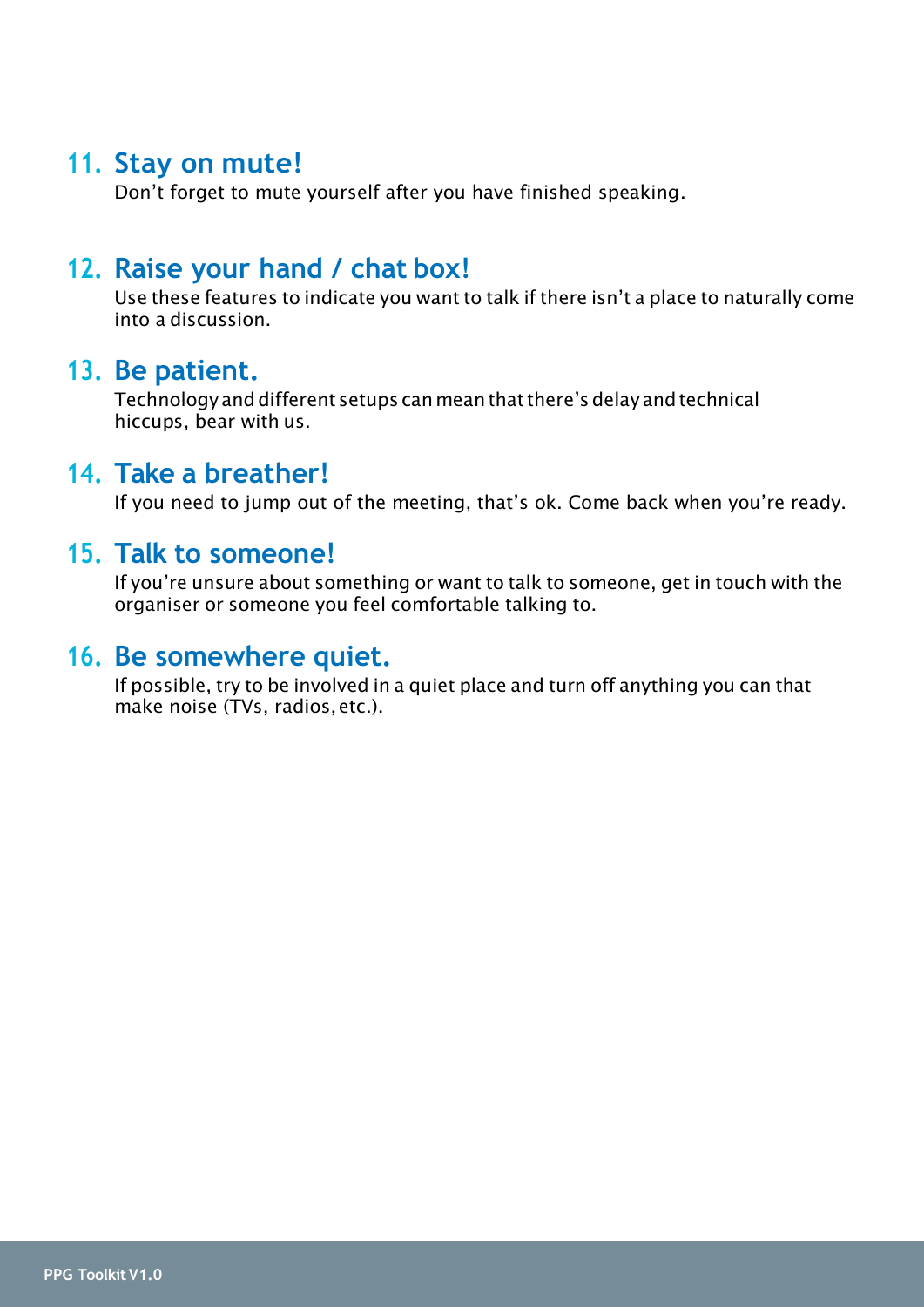## 11. Stay on mute!

Don't forget to mute yourself after you have finished speaking.

## 12. Raise your hand / chat box!

Use these features to indicate you want to talk if there isn't a place to naturally come into a discussion.

## 13. Be patient.

Technology and different setups can mean that there's delay and technical hiccups, bear with us.

## 14. Take a breather!

If you need to jump out of the meeting, that's ok. Come back when you're ready.

## 15. Talk to someone!

If you're unsure about something or want to talk to someone, get in touch with the organiser or someone you feel comfortable talking to.

## 16. Be somewhere quiet.

If possible, try to be involved in a quiet place and turn off anything you can that make noise (TVs, radios, etc.).